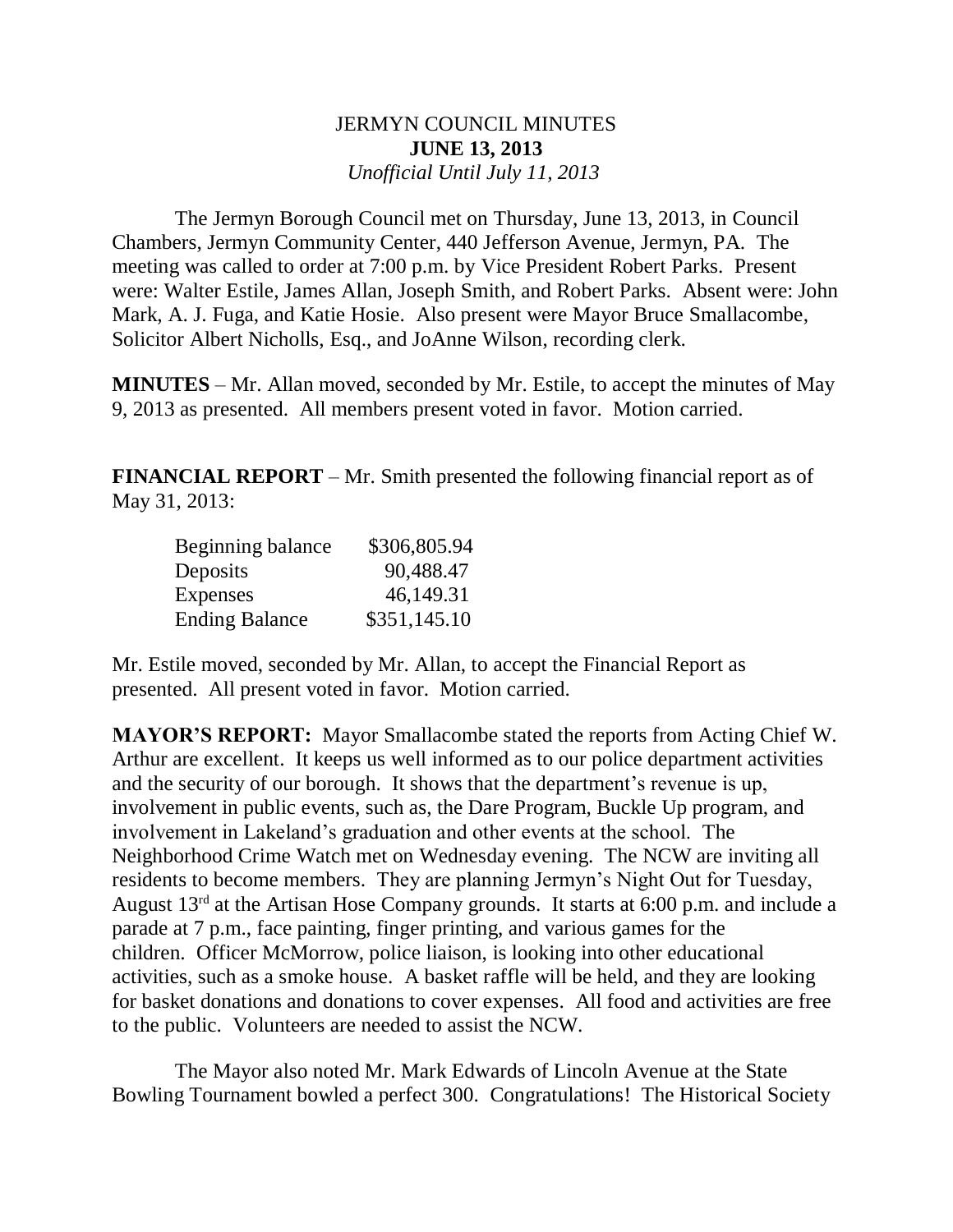# JERMYN COUNCIL MINUTES

## JUNE 13, 2013

*Unofficial Until July 11, 2013*

The Jermyn Borough Council met on Thursday, June 13, 2013, in Council Chambers, Jermyn Community Center, 440 Jefferson Avenue, Jermyn, PA. The meeting was called to order at 7:00 p.m. by Vice President Robert Parks. Present were: Walter Estile, James Allan, Joseph Smith, and Robert Parks. Absent were: John Mark, A. J. Fuga, and Katie Hosie. Also present were Mayor Bruce Smallacombe, Solicitor Albert Nicholls, Esq., and JoAnne Wilson, recording clerk.

**MINUTES** – Mr. Allan moved, seconded by Mr. Estile, to accept the minutes of May 9, 2013 as presented. All members present voted in favor. Motion carried.

**FINANCIAL REPORT** – Mr. Smith presented the following financial report as of May 31, 2013:

| | |
|---|---|
| Beginning balance | \$306,805.94 |
| Deposits | 90,488.47 |
| Expenses | 46,149.31 |
| Ending Balance | \$351,145.10 |

Mr. Estile moved, seconded by Mr. Allan, to accept the Financial Report as presented. All present voted in favor. Motion carried.

**MAYOR'S REPORT:** Mayor Smallacombe stated the reports from Acting Chief W. Arthur are excellent. It keeps us well informed as to our police department activities and the security of our borough. It shows that the department's revenue is up, involvement in public events, such as, the Dare Program, Buckle Up program, and involvement in Lakeland's graduation and other events at the school. The Neighborhood Crime Watch met on Wednesday evening. The NCW are inviting all residents to become members. They are planning Jermyn's Night Out for Tuesday, August 13rd at the Artisan Hose Company grounds. It starts at 6:00 p.m. and include a parade at 7 p.m., face painting, finger printing, and various games for the children. Officer McMorrow, police liaison, is looking into other educational activities, such as a smoke house. A basket raffle will be held, and they are looking for basket donations and donations to cover expenses. All food and activities are free to the public. Volunteers are needed to assist the NCW.

The Mayor also noted Mr. Mark Edwards of Lincoln Avenue at the State Bowling Tournament bowled a perfect 300. Congratulations! The Historical Society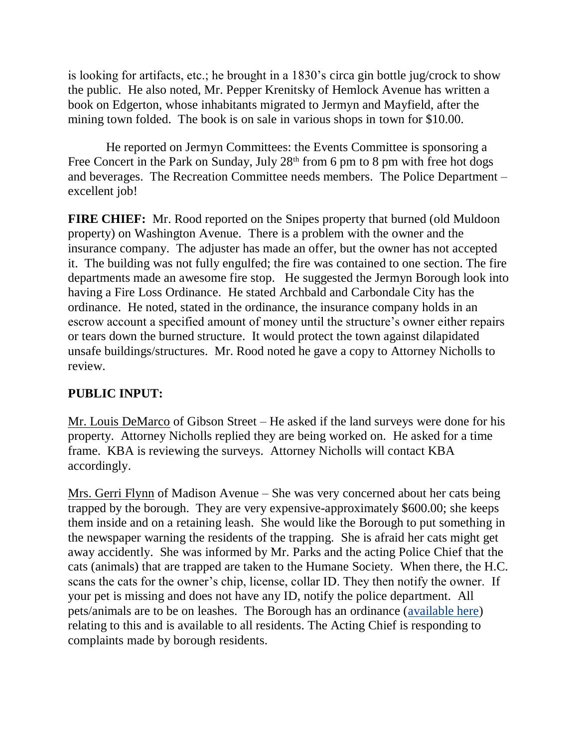is looking for artifacts, etc.; he brought in a 1830's circa gin bottle jug/crock to show the public. He also noted, Mr. Pepper Krenitsky of Hemlock Avenue has written a book on Edgerton, whose inhabitants migrated to Jermyn and Mayfield, after the mining town folded. The book is on sale in various shops in town for $10.00.

He reported on Jermyn Committees: the Events Committee is sponsoring a Free Concert in the Park on Sunday, July 28th from 6 pm to 8 pm with free hot dogs and beverages. The Recreation Committee needs members. The Police Department – excellent job!

**FIRE CHIEF:** Mr. Rood reported on the Snipes property that burned (old Muldoon property) on Washington Avenue. There is a problem with the owner and the insurance company. The adjuster has made an offer, but the owner has not accepted it. The building was not fully engulfed; the fire was contained to one section. The fire departments made an awesome fire stop. He suggested the Jermyn Borough look into having a Fire Loss Ordinance. He stated Archbald and Carbondale City has the ordinance. He noted, stated in the ordinance, the insurance company holds in an escrow account a specified amount of money until the structure's owner either repairs or tears down the burned structure. It would protect the town against dilapidated unsafe buildings/structures. Mr. Rood noted he gave a copy to Attorney Nicholls to review.

**PUBLIC INPUT:**

Mr. Louis DeMarco of Gibson Street – He asked if the land surveys were done for his property. Attorney Nicholls replied they are being worked on. He asked for a time frame. KBA is reviewing the surveys. Attorney Nicholls will contact KBA accordingly.

Mrs. Gerri Flynn of Madison Avenue – She was very concerned about her cats being trapped by the borough. They are very expensive-approximately $600.00; she keeps them inside and on a retaining leash. She would like the Borough to put something in the newspaper warning the residents of the trapping. She is afraid her cats might get away accidently. She was informed by Mr. Parks and the acting Police Chief that the cats (animals) that are trapped are taken to the Humane Society. When there, the H.C. scans the cats for the owner's chip, license, collar ID. They then notify the owner. If your pet is missing and does not have any ID, notify the police department. All pets/animals are to be on leashes. The Borough has an ordinance (available here) relating to this and is available to all residents. The Acting Chief is responding to complaints made by borough residents.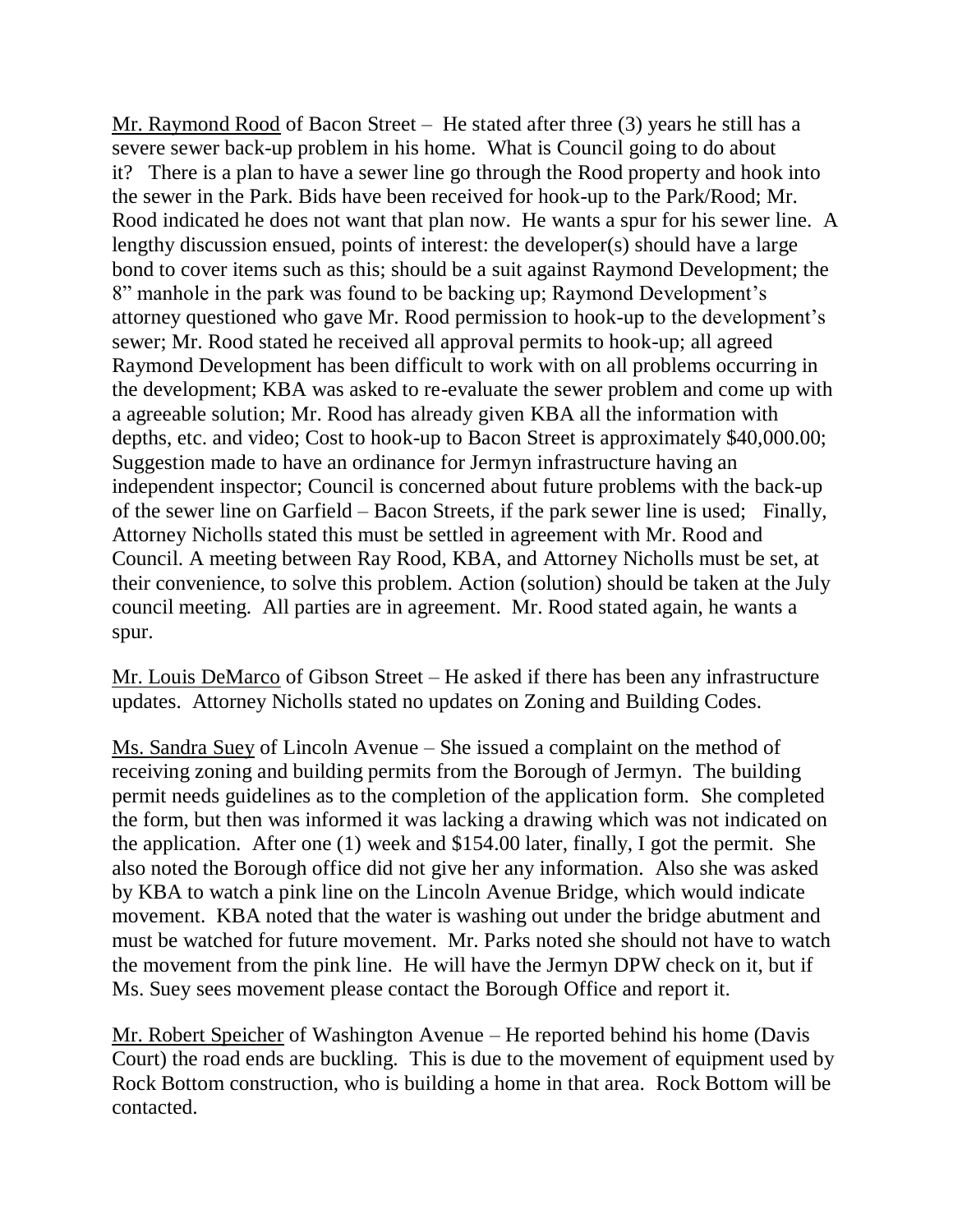<u>Mr. Raymond Rood</u> of Bacon Street – He stated after three (3) years he still has a severe sewer back-up problem in his home. What is Council going to do about it? There is a plan to have a sewer line go through the Rood property and hook into the sewer in the Park. Bids have been received for hook-up to the Park/Rood; Mr. Rood indicated he does not want that plan now. He wants a spur for his sewer line. A lengthy discussion ensued, points of interest: the developer(s) should have a large bond to cover items such as this; should be a suit against Raymond Development; the 8" manhole in the park was found to be backing up; Raymond Development's attorney questioned who gave Mr. Rood permission to hook-up to the development's sewer; Mr. Rood stated he received all approval permits to hook-up; all agreed Raymond Development has been difficult to work with on all problems occurring in the development; KBA was asked to re-evaluate the sewer problem and come up with a agreeable solution; Mr. Rood has already given KBA all the information with depths, etc. and video; Cost to hook-up to Bacon Street is approximately $40,000.00; Suggestion made to have an ordinance for Jermyn infrastructure having an independent inspector; Council is concerned about future problems with the back-up of the sewer line on Garfield – Bacon Streets, if the park sewer line is used; Finally, Attorney Nicholls stated this must be settled in agreement with Mr. Rood and Council. A meeting between Ray Rood, KBA, and Attorney Nicholls must be set, at their convenience, to solve this problem. Action (solution) should be taken at the July council meeting. All parties are in agreement. Mr. Rood stated again, he wants a spur.

<u>Mr. Louis DeMarco</u> of Gibson Street – He asked if there has been any infrastructure updates. Attorney Nicholls stated no updates on Zoning and Building Codes.

<u>Ms. Sandra Suey</u> of Lincoln Avenue – She issued a complaint on the method of receiving zoning and building permits from the Borough of Jermyn. The building permit needs guidelines as to the completion of the application form. She completed the form, but then was informed it was lacking a drawing which was not indicated on the application. After one (1) week and $154.00 later, finally, I got the permit. She also noted the Borough office did not give her any information. Also she was asked by KBA to watch a pink line on the Lincoln Avenue Bridge, which would indicate movement. KBA noted that the water is washing out under the bridge abutment and must be watched for future movement. Mr. Parks noted she should not have to watch the movement from the pink line. He will have the Jermyn DPW check on it, but if Ms. Suey sees movement please contact the Borough Office and report it.

<u>Mr. Robert Speicher</u> of Washington Avenue – He reported behind his home (Davis Court) the road ends are buckling. This is due to the movement of equipment used by Rock Bottom construction, who is building a home in that area. Rock Bottom will be contacted.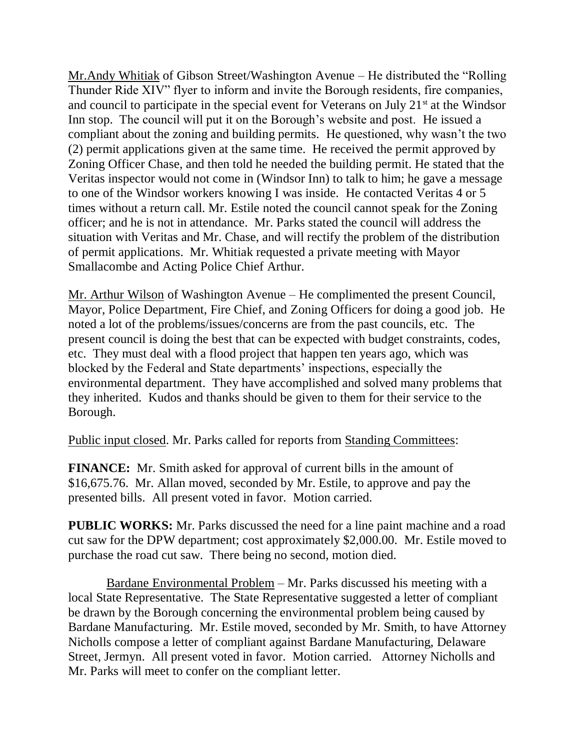Mr.Andy Whitiak of Gibson Street/Washington Avenue – He distributed the "Rolling Thunder Ride XIV" flyer to inform and invite the Borough residents, fire companies, and council to participate in the special event for Veterans on July 21st at the Windsor Inn stop. The council will put it on the Borough's website and post. He issued a compliant about the zoning and building permits. He questioned, why wasn't the two (2) permit applications given at the same time. He received the permit approved by Zoning Officer Chase, and then told he needed the building permit. He stated that the Veritas inspector would not come in (Windsor Inn) to talk to him; he gave a message to one of the Windsor workers knowing I was inside. He contacted Veritas 4 or 5 times without a return call. Mr. Estile noted the council cannot speak for the Zoning officer; and he is not in attendance. Mr. Parks stated the council will address the situation with Veritas and Mr. Chase, and will rectify the problem of the distribution of permit applications. Mr. Whitiak requested a private meeting with Mayor Smallacombe and Acting Police Chief Arthur.

Mr. Arthur Wilson of Washington Avenue – He complimented the present Council, Mayor, Police Department, Fire Chief, and Zoning Officers for doing a good job. He noted a lot of the problems/issues/concerns are from the past councils, etc. The present council is doing the best that can be expected with budget constraints, codes, etc. They must deal with a flood project that happen ten years ago, which was blocked by the Federal and State departments' inspections, especially the environmental department. They have accomplished and solved many problems that they inherited. Kudos and thanks should be given to them for their service to the Borough.

Public input closed. Mr. Parks called for reports from Standing Committees:

**FINANCE:** Mr. Smith asked for approval of current bills in the amount of $16,675.76. Mr. Allan moved, seconded by Mr. Estile, to approve and pay the presented bills. All present voted in favor. Motion carried.

**PUBLIC WORKS:** Mr. Parks discussed the need for a line paint machine and a road cut saw for the DPW department; cost approximately $2,000.00. Mr. Estile moved to purchase the road cut saw. There being no second, motion died.

Bardane Environmental Problem – Mr. Parks discussed his meeting with a local State Representative. The State Representative suggested a letter of compliant be drawn by the Borough concerning the environmental problem being caused by Bardane Manufacturing. Mr. Estile moved, seconded by Mr. Smith, to have Attorney Nicholls compose a letter of compliant against Bardane Manufacturing, Delaware Street, Jermyn. All present voted in favor. Motion carried. Attorney Nicholls and Mr. Parks will meet to confer on the compliant letter.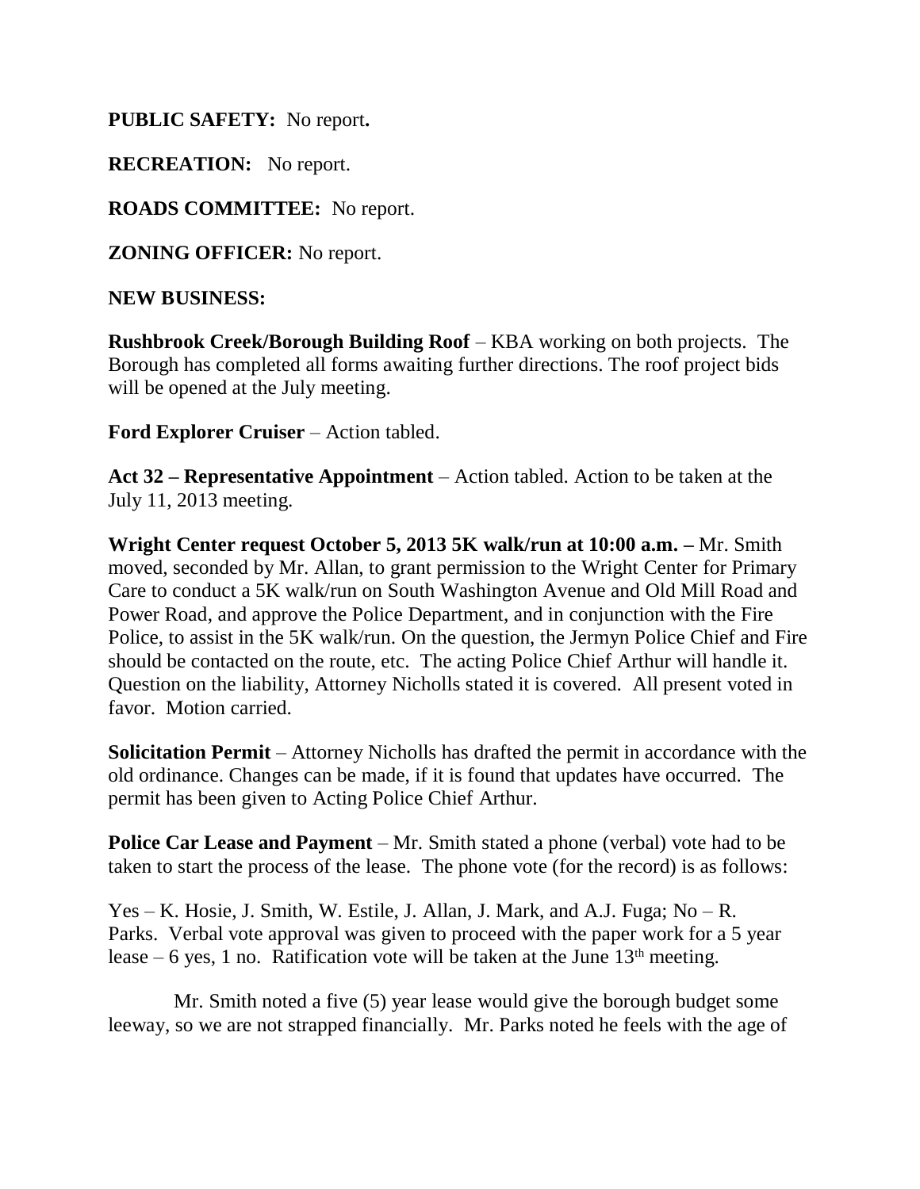**PUBLIC SAFETY:** No report**.**

**RECREATION:** No report.

**ROADS COMMITTEE:** No report.

**ZONING OFFICER:** No report.

**NEW BUSINESS:**

**Rushbrook Creek/Borough Building Roof** – KBA working on both projects. The Borough has completed all forms awaiting further directions. The roof project bids will be opened at the July meeting.

**Ford Explorer Cruiser** – Action tabled.

**Act 32 – Representative Appointment** – Action tabled. Action to be taken at the July 11, 2013 meeting.

**Wright Center request October 5, 2013 5K walk/run at 10:00 a.m. –** Mr. Smith moved, seconded by Mr. Allan, to grant permission to the Wright Center for Primary Care to conduct a 5K walk/run on South Washington Avenue and Old Mill Road and Power Road, and approve the Police Department, and in conjunction with the Fire Police, to assist in the 5K walk/run. On the question, the Jermyn Police Chief and Fire should be contacted on the route, etc. The acting Police Chief Arthur will handle it. Question on the liability, Attorney Nicholls stated it is covered. All present voted in favor. Motion carried.

**Solicitation Permit** – Attorney Nicholls has drafted the permit in accordance with the old ordinance. Changes can be made, if it is found that updates have occurred. The permit has been given to Acting Police Chief Arthur.

**Police Car Lease and Payment** – Mr. Smith stated a phone (verbal) vote had to be taken to start the process of the lease. The phone vote (for the record) is as follows:

Yes – K. Hosie, J. Smith, W. Estile, J. Allan, J. Mark, and A.J. Fuga; No – R. Parks. Verbal vote approval was given to proceed with the paper work for a 5 year lease – 6 yes, 1 no. Ratification vote will be taken at the June 13th meeting.

Mr. Smith noted a five (5) year lease would give the borough budget some leeway, so we are not strapped financially. Mr. Parks noted he feels with the age of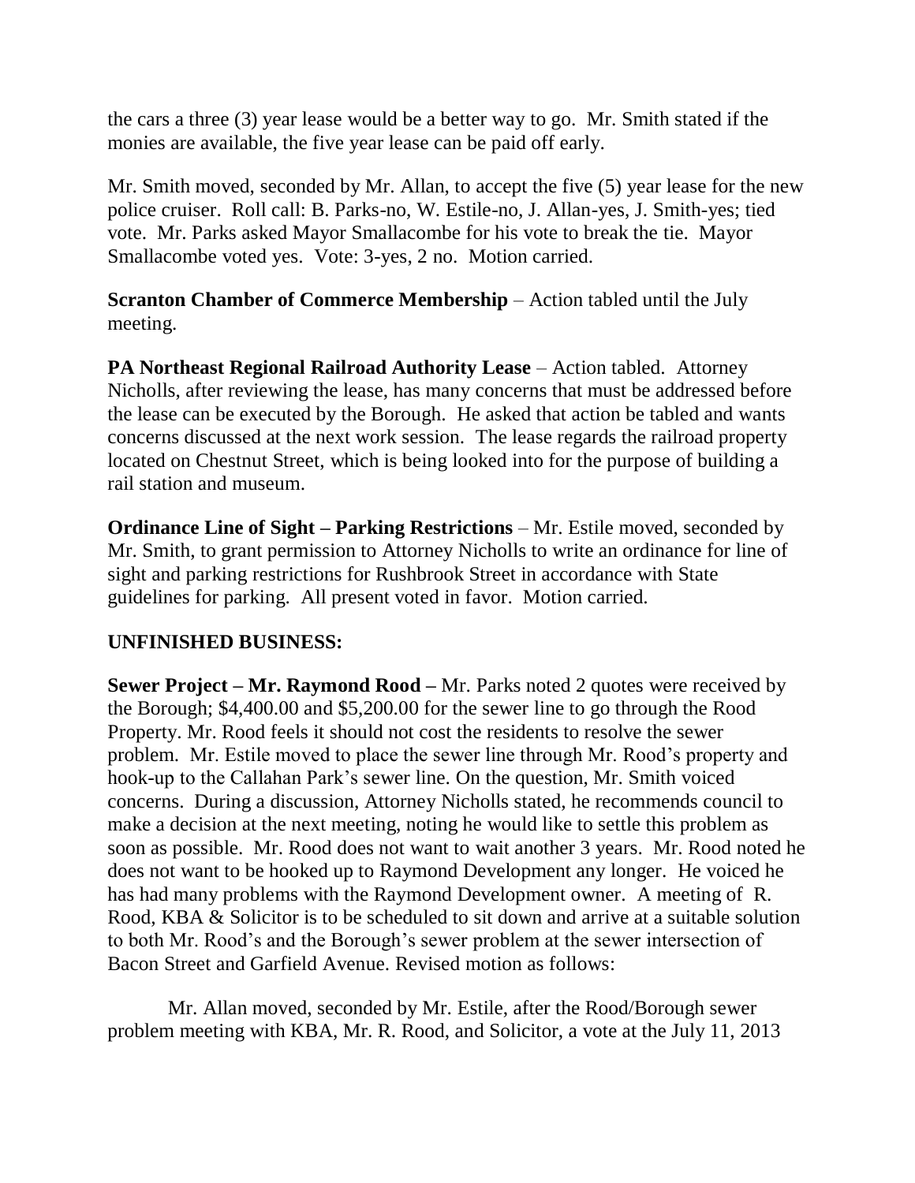the cars a three (3) year lease would be a better way to go. Mr. Smith stated if the monies are available, the five year lease can be paid off early.

Mr. Smith moved, seconded by Mr. Allan, to accept the five (5) year lease for the new police cruiser. Roll call: B. Parks-no, W. Estile-no, J. Allan-yes, J. Smith-yes; tied vote. Mr. Parks asked Mayor Smallacombe for his vote to break the tie. Mayor Smallacombe voted yes. Vote: 3-yes, 2 no. Motion carried.

**Scranton Chamber of Commerce Membership** – Action tabled until the July meeting.

**PA Northeast Regional Railroad Authority Lease** – Action tabled. Attorney Nicholls, after reviewing the lease, has many concerns that must be addressed before the lease can be executed by the Borough. He asked that action be tabled and wants concerns discussed at the next work session. The lease regards the railroad property located on Chestnut Street, which is being looked into for the purpose of building a rail station and museum.

**Ordinance Line of Sight – Parking Restrictions** – Mr. Estile moved, seconded by Mr. Smith, to grant permission to Attorney Nicholls to write an ordinance for line of sight and parking restrictions for Rushbrook Street in accordance with State guidelines for parking. All present voted in favor. Motion carried.

**UNFINISHED BUSINESS:**

**Sewer Project – Mr. Raymond Rood –** Mr. Parks noted 2 quotes were received by the Borough; $4,400.00 and $5,200.00 for the sewer line to go through the Rood Property. Mr. Rood feels it should not cost the residents to resolve the sewer problem. Mr. Estile moved to place the sewer line through Mr. Rood's property and hook-up to the Callahan Park's sewer line. On the question, Mr. Smith voiced concerns. During a discussion, Attorney Nicholls stated, he recommends council to make a decision at the next meeting, noting he would like to settle this problem as soon as possible. Mr. Rood does not want to wait another 3 years. Mr. Rood noted he does not want to be hooked up to Raymond Development any longer. He voiced he has had many problems with the Raymond Development owner. A meeting of R. Rood, KBA & Solicitor is to be scheduled to sit down and arrive at a suitable solution to both Mr. Rood's and the Borough's sewer problem at the sewer intersection of Bacon Street and Garfield Avenue. Revised motion as follows:

Mr. Allan moved, seconded by Mr. Estile, after the Rood/Borough sewer problem meeting with KBA, Mr. R. Rood, and Solicitor, a vote at the July 11, 2013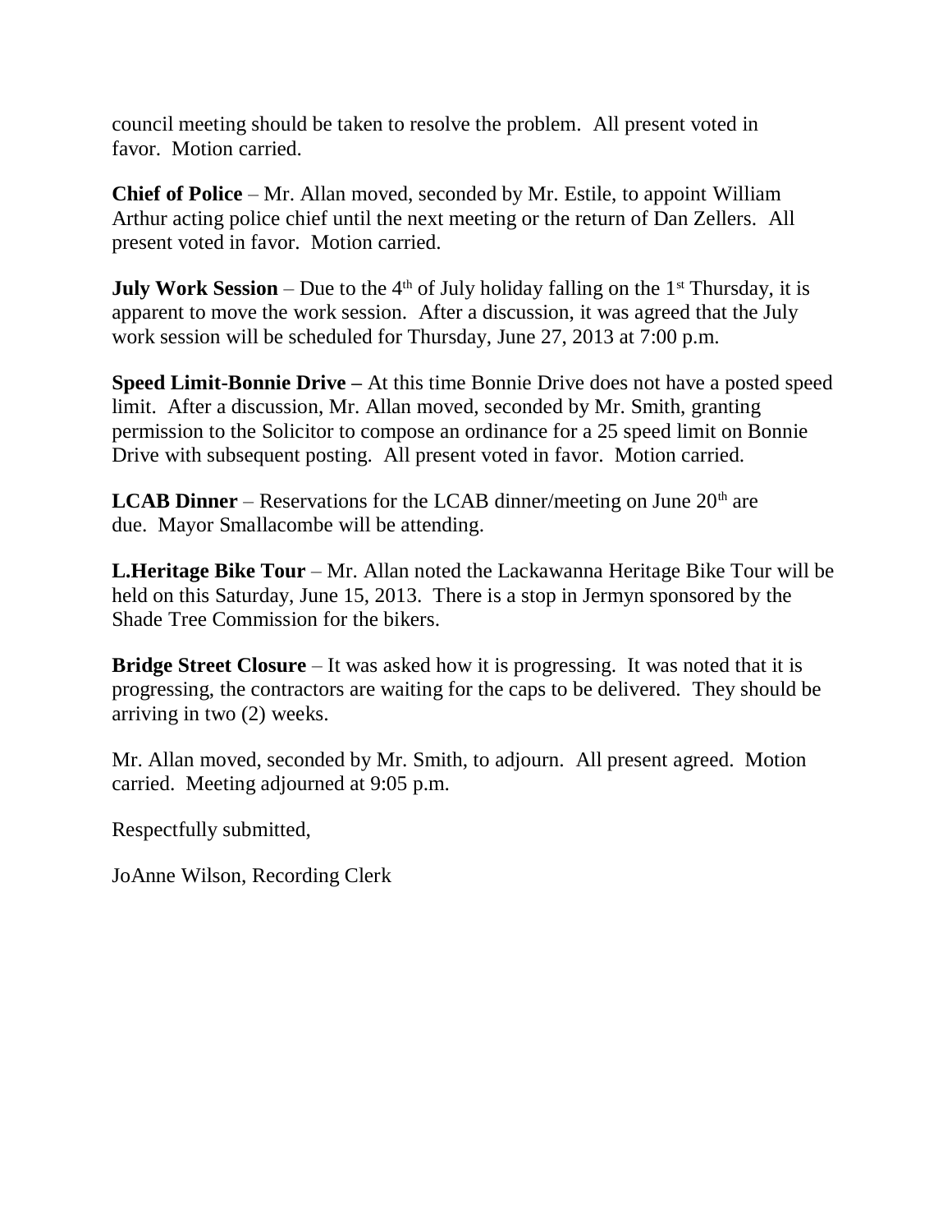council meeting should be taken to resolve the problem. All present voted in favor. Motion carried.

**Chief of Police** – Mr. Allan moved, seconded by Mr. Estile, to appoint William Arthur acting police chief until the next meeting or the return of Dan Zellers. All present voted in favor. Motion carried.

**July Work Session** – Due to the 4th of July holiday falling on the 1st Thursday, it is apparent to move the work session. After a discussion, it was agreed that the July work session will be scheduled for Thursday, June 27, 2013 at 7:00 p.m.

**Speed Limit-Bonnie Drive –** At this time Bonnie Drive does not have a posted speed limit. After a discussion, Mr. Allan moved, seconded by Mr. Smith, granting permission to the Solicitor to compose an ordinance for a 25 speed limit on Bonnie Drive with subsequent posting. All present voted in favor. Motion carried.

**LCAB Dinner** – Reservations for the LCAB dinner/meeting on June 20th are due. Mayor Smallacombe will be attending.

**L.Heritage Bike Tour** – Mr. Allan noted the Lackawanna Heritage Bike Tour will be held on this Saturday, June 15, 2013. There is a stop in Jermyn sponsored by the Shade Tree Commission for the bikers.

**Bridge Street Closure** – It was asked how it is progressing. It was noted that it is progressing, the contractors are waiting for the caps to be delivered. They should be arriving in two (2) weeks.

Mr. Allan moved, seconded by Mr. Smith, to adjourn. All present agreed. Motion carried. Meeting adjourned at 9:05 p.m.

Respectfully submitted,

JoAnne Wilson, Recording Clerk